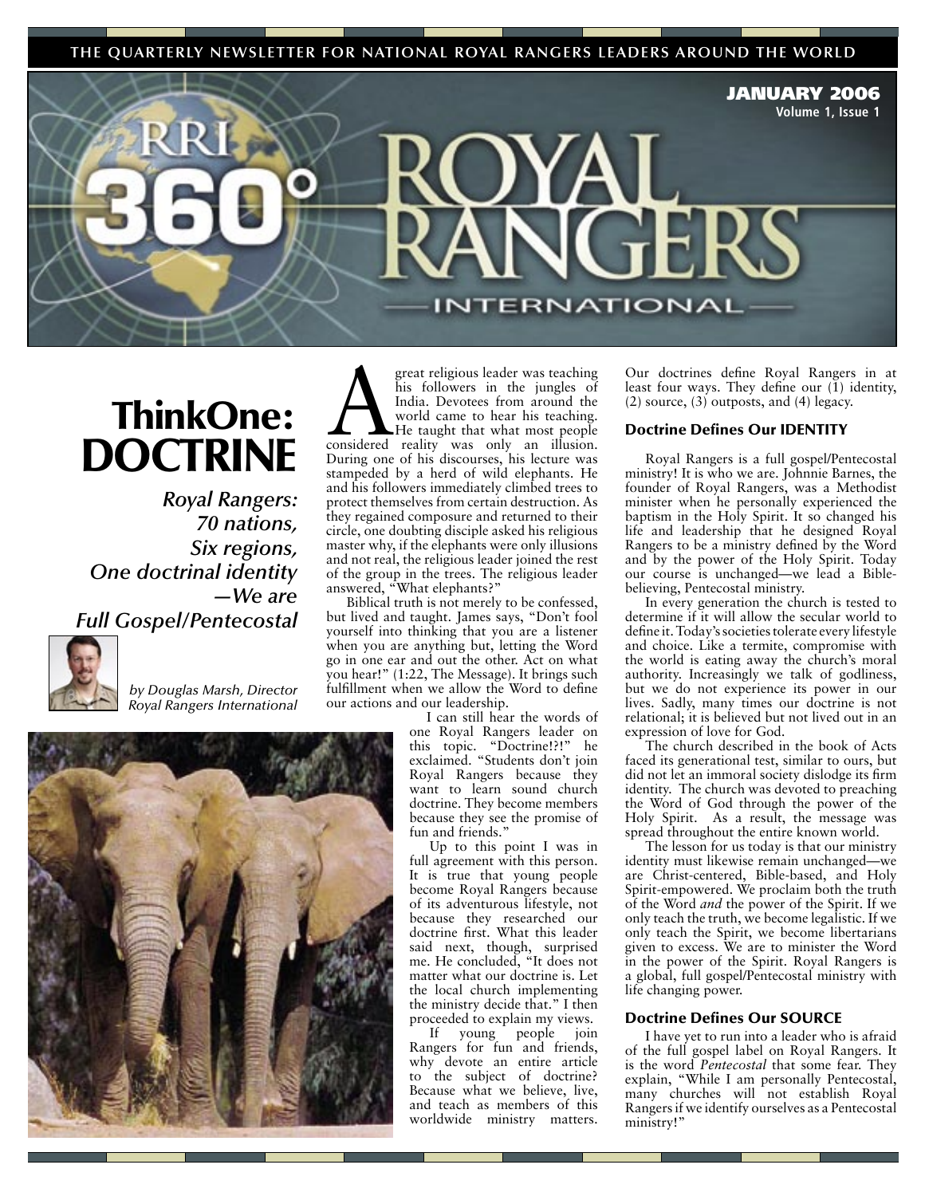THE QUARTERLY NEWSLETTER FOR NATIONAL ROYAL RANGERS LEADERS AROUND THE WORLD

**JANUARY 2006**
Volume 1, Issue 1

# RRI 360° ROYAL RANGERS INTERNATIONAL

# ThinkOne: DOCTRINE

*Royal Rangers: 70 nations, Six regions, One doctrinal identity —We are Full Gospel/Pentecostal*

*by Douglas Marsh, Director Royal Rangers International*

A great religious leader was teaching his followers in the jungles of India. Devotees from around the world came to hear his teaching. He taught that what most people considered reality was only an illusion. During one of his discourses, his lecture was stampeded by a herd of wild elephants. He and his followers immediately climbed trees to protect themselves from certain destruction. As they regained composure and returned to their circle, one doubting disciple asked his religious master why, if the elephants were only illusions and not real, the religious leader joined the rest of the group in the trees. The religious leader answered, "What elephants?"

Biblical truth is not merely to be confessed, but lived and taught. James says, "Don't fool yourself into thinking that you are a listener when you are anything but, letting the Word go in one ear and out the other. Act on what you hear!" (1:22, The Message). It brings such fulfillment when we allow the Word to define our actions and our leadership.

I can still hear the words of one Royal Rangers leader on this topic. "Doctrine!?!" he exclaimed. "Students don't join Royal Rangers because they want to learn sound church doctrine. They become members because they see the promise of fun and friends."

Up to this point I was in full agreement with this person. It is true that young people become Royal Rangers because of its adventurous lifestyle, not because they researched our doctrine first. What this leader said next, though, surprised me. He concluded, "It does not matter what our doctrine is. Let the local church implementing the ministry decide that." I then proceeded to explain my views.

If young people join Rangers for fun and friends, why devote an entire article to the subject of doctrine? Because what we believe, live, and teach as members of this worldwide ministry matters. Our doctrines define Royal Rangers in at least four ways. They define our (1) identity, (2) source, (3) outposts, and (4) legacy.

### Doctrine Defines Our IDENTITY

Royal Rangers is a full gospel/Pentecostal ministry! It is who we are. Johnnie Barnes, the founder of Royal Rangers, was a Methodist minister when he personally experienced the baptism in the Holy Spirit. It so changed his life and leadership that he designed Royal Rangers to be a ministry defined by the Word and by the power of the Holy Spirit. Today our course is unchanged—we lead a Bible-believing, Pentecostal ministry.

In every generation the church is tested to determine if it will allow the secular world to define it. Today's societies tolerate every lifestyle and choice. Like a termite, compromise with the world is eating away the church's moral authority. Increasingly we talk of godliness, but we do not experience its power in our lives. Sadly, many times our doctrine is not relational; it is believed but not lived out in an expression of love for God.

The church described in the book of Acts faced its generational test, similar to ours, but did not let an immoral society dislodge its firm identity. The church was devoted to preaching the Word of God through the power of the Holy Spirit. As a result, the message was spread throughout the entire known world.

The lesson for us today is that our ministry identity must likewise remain unchanged—we are Christ-centered, Bible-based, and Holy Spirit-empowered. We proclaim both the truth of the Word *and* the power of the Spirit. If we only teach the truth, we become legalistic. If we only teach the Spirit, we become libertarians given to excess. We are to minister the Word in the power of the Spirit. Royal Rangers is a global, full gospel/Pentecostal ministry with life changing power.

### Doctrine Defines Our SOURCE

I have yet to run into a leader who is afraid of the full gospel label on Royal Rangers. It is the word *Pentecostal* that some fear. They explain, "While I am personally Pentecostal, many churches will not establish Royal Rangers if we identify ourselves as a Pentecostal ministry!"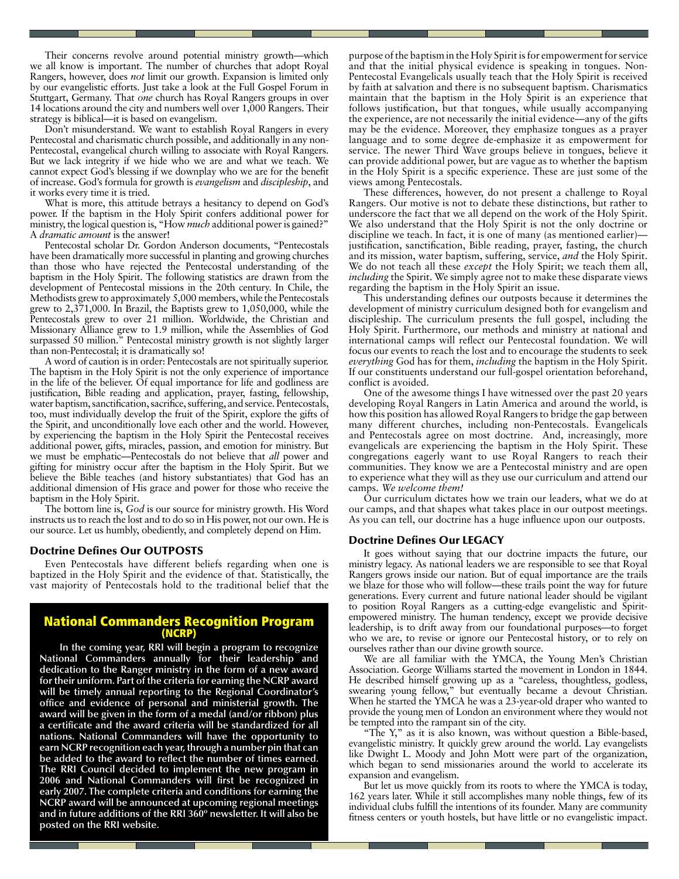Their concerns revolve around potential ministry growth—which we all know is important. The number of churches that adopt Royal Rangers, however, does *not* limit our growth. Expansion is limited only by our evangelistic efforts. Just take a look at the Full Gospel Forum in Stuttgart, Germany. That *one* church has Royal Rangers groups in over 14 locations around the city and numbers well over 1,000 Rangers. Their strategy is biblical—it is based on evangelism.

Don't misunderstand. We want to establish Royal Rangers in every Pentecostal and charismatic church possible, and additionally in any non-Pentecostal, evangelical church willing to associate with Royal Rangers. But we lack integrity if we hide who we are and what we teach. We cannot expect God's blessing if we downplay who we are for the benefit of increase. God's formula for growth is *evangelism* and *discipleship*, and it works every time it is tried.

What is more, this attitude betrays a hesitancy to depend on God's power. If the baptism in the Holy Spirit confers additional power for ministry, the logical question is, "How *much* additional power is gained?" A *dramatic amount* is the answer!

Pentecostal scholar Dr. Gordon Anderson documents, "Pentecostals have been dramatically more successful in planting and growing churches than those who have rejected the Pentecostal understanding of the baptism in the Holy Spirit. The following statistics are drawn from the development of Pentecostal missions in the 20th century. In Chile, the Methodists grew to approximately 5,000 members, while the Pentecostals grew to 2,371,000. In Brazil, the Baptists grew to 1,050,000, while the Pentecostals grew to over 21 million. Worldwide, the Christian and Missionary Alliance grew to 1.9 million, while the Assemblies of God surpassed 50 million." Pentecostal ministry growth is not slightly larger than non-Pentecostal; it is dramatically so!

A word of caution is in order: Pentecostals are not spiritually superior. The baptism in the Holy Spirit is not the only experience of importance in the life of the believer. Of equal importance for life and godliness are justification, Bible reading and application, prayer, fasting, fellowship, water baptism, sanctification, sacrifice, suffering, and service. Pentecostals, too, must individually develop the fruit of the Spirit, explore the gifts of the Spirit, and unconditionally love each other and the world. However, by experiencing the baptism in the Holy Spirit the Pentecostal receives additional power, gifts, miracles, passion, and emotion for ministry. But we must be emphatic—Pentecostals do not believe that *all* power and gifting for ministry occur after the baptism in the Holy Spirit. But we believe the Bible teaches (and history substantiates) that God has an additional dimension of His grace and power for those who receive the baptism in the Holy Spirit.

The bottom line is, *God* is our source for ministry growth. His Word instructs us to reach the lost and to do so in His power, not our own. He is our source. Let us humbly, obediently, and completely depend on Him.

### Doctrine Defines Our OUTPOSTS

Even Pentecostals have different beliefs regarding when one is baptized in the Holy Spirit and the evidence of that. Statistically, the vast majority of Pentecostals hold to the traditional belief that the purpose of the baptism in the Holy Spirit is for empowerment for service and that the initial physical evidence is speaking in tongues. Non-Pentecostal Evangelicals usually teach that the Holy Spirit is received by faith at salvation and there is no subsequent baptism. Charismatics maintain that the baptism in the Holy Spirit is an experience that follows justification, but that tongues, while usually accompanying the experience, are not necessarily the initial evidence—any of the gifts may be the evidence. Moreover, they emphasize tongues as a prayer language and to some degree de-emphasize it as empowerment for service. The newer Third Wave groups believe in tongues, believe it can provide additional power, but are vague as to whether the baptism in the Holy Spirit is a specific experience. These are just some of the views among Pentecostals.

These differences, however, do not present a challenge to Royal Rangers. Our motive is not to debate these distinctions, but rather to underscore the fact that we all depend on the work of the Holy Spirit. We also understand that the Holy Spirit is not the only doctrine or discipline we teach. In fact, it is one of many (as mentioned earlier)—justification, sanctification, Bible reading, prayer, fasting, the church and its mission, water baptism, suffering, service, *and* the Holy Spirit. We do not teach all these *except* the Holy Spirit; we teach them all, *including* the Spirit. We simply agree not to make these disparate views regarding the baptism in the Holy Spirit an issue.

This understanding defines our outposts because it determines the development of ministry curriculum designed both for evangelism and discipleship. The curriculum presents the full gospel, including the Holy Spirit. Furthermore, our methods and ministry at national and international camps will reflect our Pentecostal foundation. We will focus our events to reach the lost and to encourage the students to seek *everything* God has for them, *including* the baptism in the Holy Spirit. If our constituents understand our full-gospel orientation beforehand, conflict is avoided.

One of the awesome things I have witnessed over the past 20 years developing Royal Rangers in Latin America and around the world, is how this position has allowed Royal Rangers to bridge the gap between many different churches, including non-Pentecostals. Evangelicals and Pentecostals agree on most doctrine. And, increasingly, more evangelicals are experiencing the baptism in the Holy Spirit. These congregations eagerly want to use Royal Rangers to reach their communities. They know we are a Pentecostal ministry and are open to experience what they will as they use our curriculum and attend our camps. *We welcome them!*

Our curriculum dictates how we train our leaders, what we do at our camps, and that shapes what takes place in our outpost meetings. As you can tell, our doctrine has a huge influence upon our outposts.

### Doctrine Defines Our LEGACY

It goes without saying that our doctrine impacts the future, our ministry legacy. As national leaders we are responsible to see that Royal Rangers grows inside our nation. But of equal importance are the trails we blaze for those who will follow—these trails point the way for future generations. Every current and future national leader should be vigilant to position Royal Rangers as a cutting-edge evangelistic and Spirit-empowered ministry. The human tendency, except we provide decisive leadership, is to drift away from our foundational purposes—to forget who we are, to revise or ignore our Pentecostal history, or to rely on ourselves rather than our divine growth source.

We are all familiar with the YMCA, the Young Men's Christian Association. George Williams started the movement in London in 1844. He described himself growing up as a "careless, thoughtless, godless, swearing young fellow," but eventually became a devout Christian. When he started the YMCA he was a 23-year-old draper who wanted to provide the young men of London an environment where they would not be tempted into the rampant sin of the city.

"The Y," as it is also known, was without question a Bible-based, evangelistic ministry. It quickly grew around the world. Lay evangelists like Dwight L. Moody and John Mott were part of the organization, which began to send missionaries around the world to accelerate its expansion and evangelism.

But let us move quickly from its roots to where the YMCA is today, 162 years later. While it still accomplishes many noble things, few of its individual clubs fulfill the intentions of its founder. Many are community fitness centers or youth hostels, but have little or no evangelistic impact.

## National Commanders Recognition Program (NCRP)

**In the coming year, RRI will begin a program to recognize National Commanders annually for their leadership and dedication to the Ranger ministry in the form of a new award for their uniform. Part of the criteria for earning the NCRP award will be timely annual reporting to the Regional Coordinator's office and evidence of personal and ministerial growth. The award will be given in the form of a medal (and/or ribbon) plus a certificate and the award criteria will be standardized for all nations. National Commanders will have the opportunity to earn NCRP recognition each year, through a number pin that can be added to the award to reflect the number of times earned. The RRI Council decided to implement the new program in 2006 and National Commanders will first be recognized in early 2007. The complete criteria and conditions for earning the NCRP award will be announced at upcoming regional meetings and in future additions of the RRI 360º newsletter. It will also be posted on the RRI website.**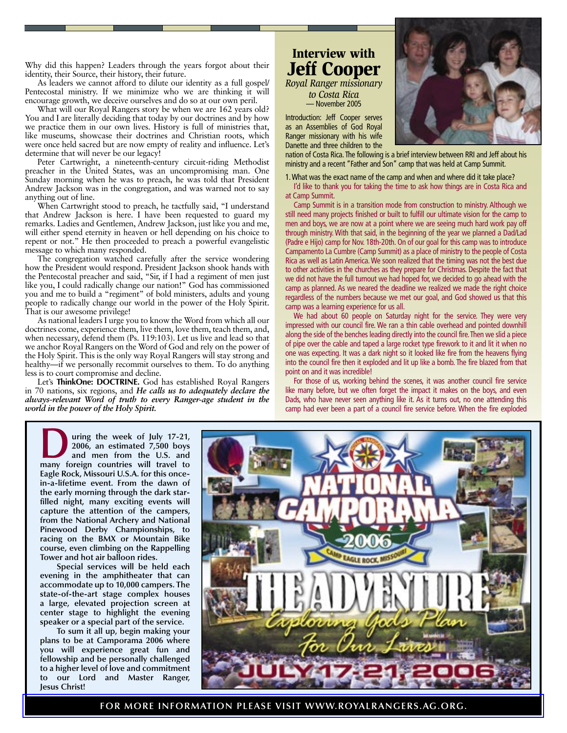Why did this happen? Leaders through the years forgot about their identity, their Source, their history, their future.

As leaders we cannot afford to dilute our identity as a full gospel/ Pentecostal ministry. If we minimize who we are thinking it will encourage growth, we deceive ourselves and do so at our own peril.

What will our Royal Rangers story be when we are 162 years old? You and I are literally deciding that today by our doctrines and by how we practice them in our own lives. History is full of ministries that, like museums, showcase their doctrines and Christian roots, which were once held sacred but are now empty of reality and influence. Let's determine that will never be our legacy!

Peter Cartwright, a nineteenth-century circuit-riding Methodist preacher in the United States, was an uncompromising man. One Sunday morning when he was to preach, he was told that President Andrew Jackson was in the congregation, and was warned not to say anything out of line.

When Cartwright stood to preach, he tactfully said, "I understand that Andrew Jackson is here. I have been requested to guard my remarks. Ladies and Gentlemen, Andrew Jackson, just like you and me, will either spend eternity in heaven or hell depending on his choice to repent or not." He then proceeded to preach a powerful evangelistic message to which many responded.

The congregation watched carefully after the service wondering how the President would respond. President Jackson shook hands with the Pentecostal preacher and said, "Sir, if I had a regiment of men just like you, I could radically change our nation!" God has commissioned you and me to build a "regiment" of bold ministers, adults and young people to radically change our world in the power of the Holy Spirit. That is our awesome privilege!

As national leaders I urge you to know the Word from which all our doctrines come, experience them, live them, love them, teach them, and, when necessary, defend them (Ps. 119:103). Let us live and lead so that we anchor Royal Rangers on the Word of God and rely on the power of the Holy Spirit. This is the only way Royal Rangers will stay strong and healthy—if we personally recommit ourselves to them. To do anything less is to court compromise and decline.

Let's **ThinkOne: DOCTRINE.** God has established Royal Rangers in 70 nations, six regions, and ***He calls us to adequately declare the always-relevant Word of truth to every Ranger-age student in the world in the power of the Holy Spirit.***

## Interview with Jeff Cooper

*Royal Ranger missionary to Costa Rica*
— November 2005

Introduction: Jeff Cooper serves as an Assemblies of God Royal Ranger missionary with his wife Danette and three children to the nation of Costa Rica. The following is a brief interview between RRI and Jeff about his ministry and a recent "Father and Son" camp that was held at Camp Summit.

1. What was the exact name of the camp and when and where did it take place?

I'd like to thank you for taking the time to ask how things are in Costa Rica and at Camp Summit.

Camp Summit is in a transition mode from construction to ministry. Although we still need many projects finished or built to fulfill our ultimate vision for the camp to men and boys, we are now at a point where we are seeing much hard work pay off through ministry. With that said, in the beginning of the year we planned a Dad/Lad (Padre e Hijo) camp for Nov. 18th-20th. On of our goal for this camp was to introduce Campamento La Cumbre (Camp Summit) as a place of ministry to the people of Costa Rica as well as Latin America. We soon realized that the timing was not the best due to other activities in the churches as they prepare for Christmas. Despite the fact that we did not have the full turnout we had hoped for, we decided to go ahead with the camp as planned. As we neared the deadline we realized we made the right choice regardless of the numbers because we met our goal, and God showed us that this camp was a learning experience for us all.

We had about 60 people on Saturday night for the service. They were very impressed with our council fire. We ran a thin cable overhead and pointed downhill along the side of the benches leading directly into the council fire. Then we slid a piece of pipe over the cable and taped a large rocket type firework to it and lit it when no one was expecting. It was a dark night so it looked like fire from the heavens flying into the council fire then it exploded and lit up like a bomb. The fire blazed from that point on and it was incredible!

For those of us, working behind the scenes, it was another council fire service like many before, but we often forget the impact it makes on the boys, and even Dads, who have never seen anything like it. As it turns out, no one attending this camp had ever been a part of a council fire service before. When the fire exploded

**During the week of July 17-21, 2006, an estimated 7,500 boys and men from the U.S. and many foreign countries will travel to Eagle Rock, Missouri U.S.A. for this once-in-a-lifetime event. From the dawn of the early morning through the dark star-filled night, many exciting events will capture the attention of the campers, from the National Archery and National Pinewood Derby Championships, to racing on the BMX or Mountain Bike course, even climbing on the Rappelling Tower and hot air balloon rides.**

**Special services will be held each evening in the amphitheater that can accommodate up to 10,000 campers. The state-of-the-art stage complex houses a large, elevated projection screen at center stage to highlight the evening speaker or a special part of the service.**

**To sum it all up, begin making your plans to be at Camporama 2006 where you will experience great fun and fellowship and be personally challenged to a higher level of love and commitment to our Lord and Master Ranger, Jesus Christ!**

NATIONAL CAMPORAMA 2006 — CAMP EAGLE ROCK, MISSOURI

THE ADVENTURE — *Exploring God's Plan For Our Lives*

JULY 17-21, 2006

**FOR MORE INFORMATION PLEASE VISIT WWW.ROYALRANGERS.AG.ORG.**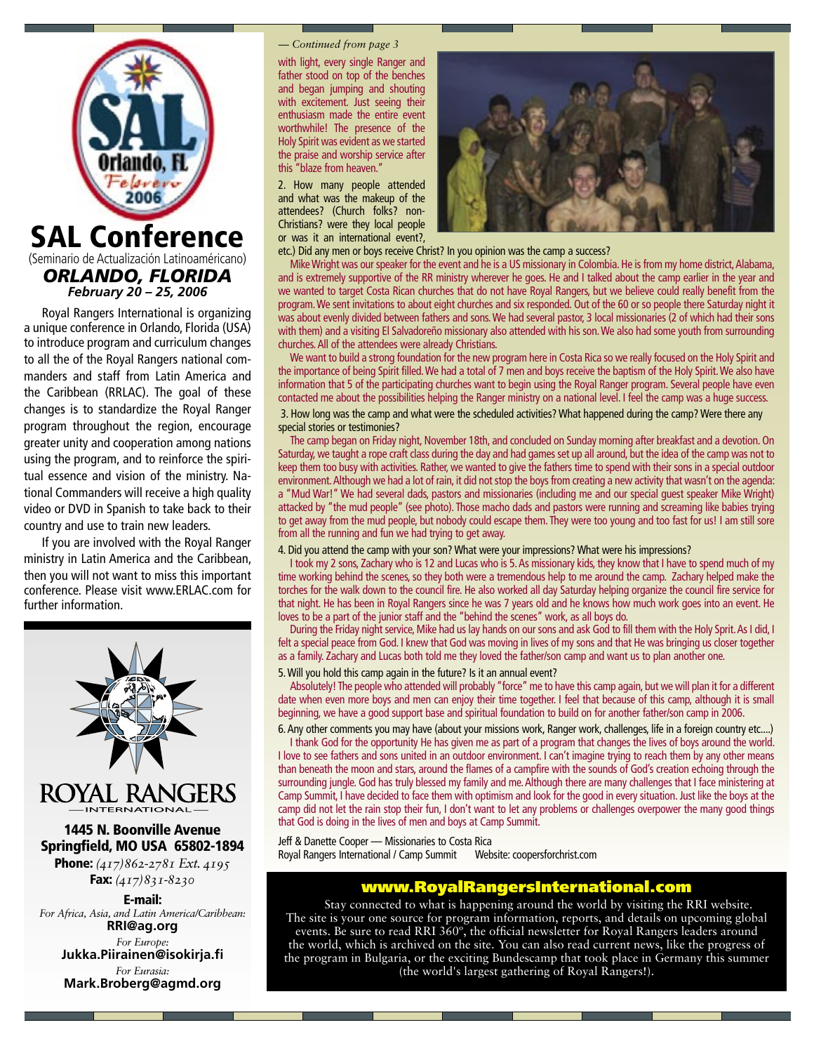# SAL Conference

(Seminario de Actualización Latinoaméricano)

***ORLANDO, FLORIDA***

***February 20 – 25, 2006***

Royal Rangers International is organizing a unique conference in Orlando, Florida (USA) to introduce program and curriculum changes to all the of the Royal Rangers national commanders and staff from Latin America and the Caribbean (RRLAC). The goal of these changes is to standardize the Royal Ranger program throughout the region, encourage greater unity and cooperation among nations using the program, and to reinforce the spiritual essence and vision of the ministry. National Commanders will receive a high quality video or DVD in Spanish to take back to their country and use to train new leaders.

If you are involved with the Royal Ranger ministry in Latin America and the Caribbean, then you will not want to miss this important conference. Please visit www.ERLAC.com for further information.

ROYAL RANGERS
— INTERNATIONAL —

**1445 N. Boonville Avenue**
**Springfield, MO USA 65802-1894**

**Phone:** *(417)862-2781 Ext. 4195*
**Fax:** *(417)831-8230*

**E-mail:**
*For Africa, Asia, and Latin America/Caribbean:*
**RRI@ag.org**
*For Europe:*
**Jukka.Piirainen@isokirja.fi**
*For Eurasia:*
**Mark.Broberg@agmd.org**

*— Continued from page 3*

with light, every single Ranger and father stood on top of the benches and began jumping and shouting with excitement. Just seeing their enthusiasm made the entire event worthwhile! The presence of the Holy Spirit was evident as we started the praise and worship service after this "blaze from heaven."

2. How many people attended and what was the makeup of the attendees? (Church folks? non-Christians? were they local people or was it an international event?, etc.) Did any men or boys receive Christ? In you opinion was the camp a success?

Mike Wright was our speaker for the event and he is a US missionary in Colombia. He is from my home district, Alabama, and is extremely supportive of the RR ministry wherever he goes. He and I talked about the camp earlier in the year and we wanted to target Costa Rican churches that do not have Royal Rangers, but we believe could really benefit from the program. We sent invitations to about eight churches and six responded. Out of the 60 or so people there Saturday night it was about evenly divided between fathers and sons. We had several dads, pastors and missionaries (including me and our special guest speaker Mike Wright) attacked by "the mud people" (see photo).

We had several pastor, 3 local missionaries (2 of which had their sons with them) and a visiting El Salvadoreño missionary also attended with his son. We also had some youth from surrounding churches. All of the attendees were already Christians.

We want to build a strong foundation for the new program here in Costa Rica so we really focused on the Holy Spirit and the importance of being Spirit filled. We had a total of 7 men and boys receive the baptism of the Holy Spirit. We also have information that 5 of the participating churches want to begin using the Royal Ranger program. Several people have even contacted me about the possibilities helping the Ranger ministry on a national level. I feel the camp was a huge success.

3. How long was the camp and what were the scheduled activities? What happened during the camp? Were there any special stories or testimonies?

The camp began on Friday night, November 18th, and concluded on Sunday morning after breakfast and a devotion. On Saturday, we taught a rope craft class during the day and had games set up all around, but the idea of the camp was not to keep them too busy with activities. Rather, we wanted to give the fathers time to spend with their sons in a special outdoor environment. Although we had a lot of rain, it did not stop the boys from creating a new activity that wasn't on the agenda: a "Mud War!" We had several dads, pastors and missionaries (including me and our special guest speaker Mike Wright) attacked by "the mud people" (see photo). Those macho dads and pastors were running and screaming like babies trying to get away from the mud people, but nobody could escape them. They were too young and too fast for us! I am still sore from all the running and fun we had trying to get away.

4. Did you attend the camp with your son? What were your impressions? What were his impressions?

I took my 2 sons, Zachary who is 12 and Lucas who is 5. As missionary kids, they know that I have to spend much of my time working behind the scenes, so they both were a tremendous help to me around the camp. Zachary helped make the torches for the walk down to the council fire. He also worked all day Saturday helping organize the council fire service for that night. He has been in Royal Rangers since he was 7 years old and he knows how much work goes into an event. He loves to be a part of the junior staff and the "behind the scenes" work, as all boys do.

During the Friday night service, Mike had us lay hands on our sons and ask God to fill them with the Holy Sprit. As I did, I felt a special peace from God. I knew that God was moving in lives of my sons and that He was bringing us closer together as a family. Zachary and Lucas both told me they loved the father/son camp and want us to plan another one.

5. Will you hold this camp again in the future? Is it an annual event?

Absolutely! The people who attended will probably "force" me to have this camp again, but we will plan it for a different date when even more boys and men can enjoy their time together. I feel that because of this camp, although it is small beginning, we have a good support base and spiritual foundation to build on for another father/son camp in 2006.

6. Any other comments you may have (about your missions work, Ranger work, challenges, life in a foreign country etc....)

I thank God for the opportunity He has given me as part of a program that changes the lives of boys around the world. I love to see fathers and sons united in an outdoor environment. I can't imagine trying to reach them by any other means than beneath the moon and stars, around the flames of a campfire with the sounds of God's creation echoing through the surrounding jungle. God has truly blessed my family and me. Although there are many challenges that I face ministering at Camp Summit, I have decided to face them with optimism and look for the good in every situation. Just like the boys at the camp did not let the rain stop their fun, I don't want to let any problems or challenges overpower the many good things that God is doing in the lives of men and boys at Camp Summit.

Jeff & Danette Cooper — Missionaries to Costa Rica
Royal Rangers International / Camp Summit    Website: coopersforchrist.com

## www.RoyalRangersInternational.com

Stay connected to what is happening around the world by visiting the RRI website. The site is your one source for program information, reports, and details on upcoming global events. Be sure to read RRI 360º, the official newsletter for Royal Rangers leaders around the world, which is archived on the site. You can also read current news, like the progress of the program in Bulgaria, or the exciting Bundescamp that took place in Germany this summer (the world's largest gathering of Royal Rangers!).